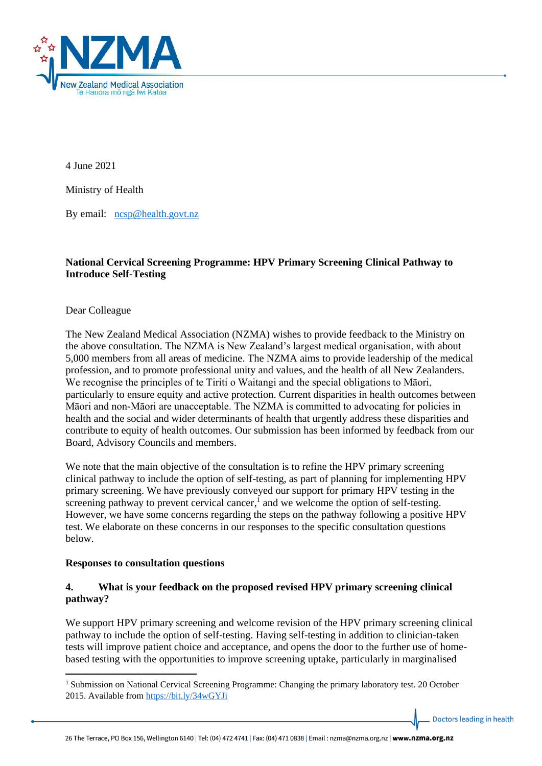4 June 2021

Ministry of Health

By email: ncsp@health.govt.nz

**National Cervical Screening Programme: HPV Primary Screening Clinical Pathway to Introduce Self-Testing**

Dear Colleague

The New Zealand Medical Association (NZMA) wishes to provide feedback to the Ministry on the above consultation. The NZMA is New Zealand's largest medical organisation, with about 5,000 members from all areas of medicine. The NZMA aims to provide leadership of the medical profession, and to promote professional unity and values, and the health of all New Zealanders. We recognise the principles of te Tiriti o Waitangi and the special obligations to Māori, particularly to ensure equity and active protection. Current disparities in health outcomes between Māori and non-Māori are unacceptable. The NZMA is committed to advocating for policies in health and the social and wider determinants of health that urgently address these disparities and contribute to equity of health outcomes. Our submission has been informed by feedback from our Board, Advisory Councils and members.

We note that the main objective of the consultation is to refine the HPV primary screening clinical pathway to include the option of self-testing, as part of planning for implementing HPV primary screening. We have previously conveyed our support for primary HPV testing in the screening pathway to prevent cervical cancer,[1] and we welcome the option of self-testing. However, we have some concerns regarding the steps on the pathway following a positive HPV test. We elaborate on these concerns in our responses to the specific consultation questions below.

**Responses to consultation questions**

**4. What is your feedback on the proposed revised HPV primary screening clinical pathway?**

We support HPV primary screening and welcome revision of the HPV primary screening clinical pathway to include the option of self-testing. Having self-testing in addition to clinician-taken tests will improve patient choice and acceptance, and opens the door to the further use of home-based testing with the opportunities to improve screening uptake, particularly in marginalised

---

[1] Submission on National Cervical Screening Programme: Changing the primary laboratory test. 20 October 2015. Available from https://bit.ly/34wGYJi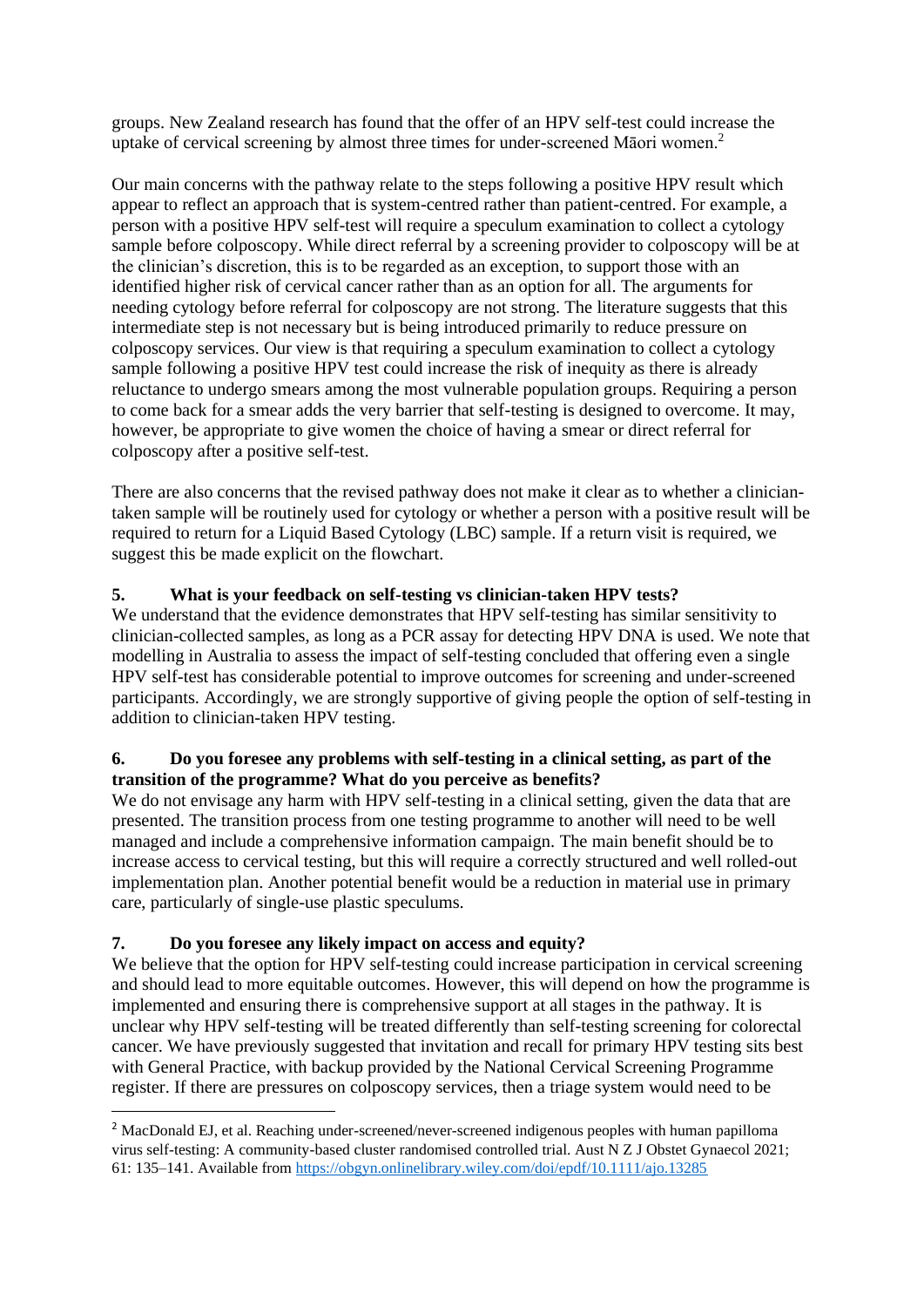groups. New Zealand research has found that the offer of an HPV self-test could increase the uptake of cervical screening by almost three times for under-screened Māori women.[2]

Our main concerns with the pathway relate to the steps following a positive HPV result which appear to reflect an approach that is system-centred rather than patient-centred. For example, a person with a positive HPV self-test will require a speculum examination to collect a cytology sample before colposcopy. While direct referral by a screening provider to colposcopy will be at the clinician's discretion, this is to be regarded as an exception, to support those with an identified higher risk of cervical cancer rather than as an option for all. The arguments for needing cytology before referral for colposcopy are not strong. The literature suggests that this intermediate step is not necessary but is being introduced primarily to reduce pressure on colposcopy services. Our view is that requiring a speculum examination to collect a cytology sample following a positive HPV test could increase the risk of inequity as there is already reluctance to undergo smears among the most vulnerable population groups. Requiring a person to come back for a smear adds the very barrier that self-testing is designed to overcome. It may, however, be appropriate to give women the choice of having a smear or direct referral for colposcopy after a positive self-test.

There are also concerns that the revised pathway does not make it clear as to whether a clinician-taken sample will be routinely used for cytology or whether a person with a positive result will be required to return for a Liquid Based Cytology (LBC) sample. If a return visit is required, we suggest this be made explicit on the flowchart.

### 5. What is your feedback on self-testing vs clinician-taken HPV tests?

We understand that the evidence demonstrates that HPV self-testing has similar sensitivity to clinician-collected samples, as long as a PCR assay for detecting HPV DNA is used. We note that modelling in Australia to assess the impact of self-testing concluded that offering even a single HPV self-test has considerable potential to improve outcomes for screening and under-screened participants. Accordingly, we are strongly supportive of giving people the option of self-testing in addition to clinician-taken HPV testing.

### 6. Do you foresee any problems with self-testing in a clinical setting, as part of the transition of the programme? What do you perceive as benefits?

We do not envisage any harm with HPV self-testing in a clinical setting, given the data that are presented. The transition process from one testing programme to another will need to be well managed and include a comprehensive information campaign. The main benefit should be to increase access to cervical testing, but this will require a correctly structured and well rolled-out implementation plan. Another potential benefit would be a reduction in material use in primary care, particularly of single-use plastic speculums.

### 7. Do you foresee any likely impact on access and equity?

We believe that the option for HPV self-testing could increase participation in cervical screening and should lead to more equitable outcomes. However, this will depend on how the programme is implemented and ensuring there is comprehensive support at all stages in the pathway. It is unclear why HPV self-testing will be treated differently than self-testing screening for colorectal cancer. We have previously suggested that invitation and recall for primary HPV testing sits best with General Practice, with backup provided by the National Cervical Screening Programme register. If there are pressures on colposcopy services, then a triage system would need to be

---

[2] MacDonald EJ, et al. Reaching under-screened/never-screened indigenous peoples with human papilloma virus self-testing: A community-based cluster randomised controlled trial. Aust N Z J Obstet Gynaecol 2021; 61: 135–141. Available from https://obgyn.onlinelibrary.wiley.com/doi/epdf/10.1111/ajo.13285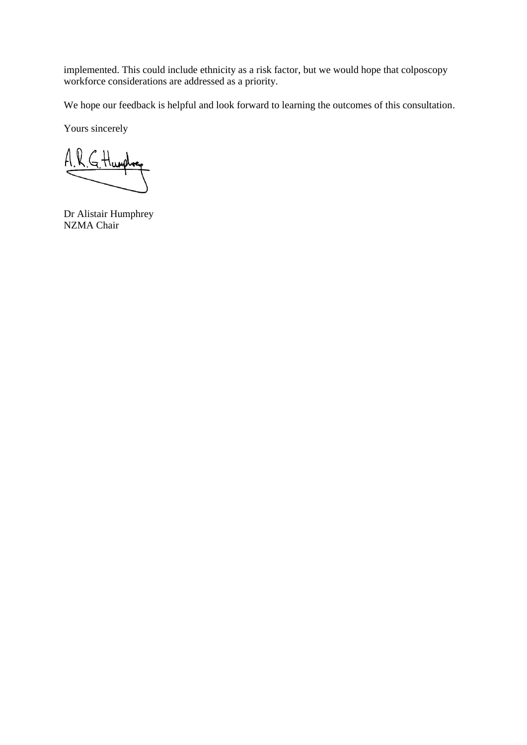implemented. This could include ethnicity as a risk factor, but we would hope that colposcopy workforce considerations are addressed as a priority.

We hope our feedback is helpful and look forward to learning the outcomes of this consultation.

Yours sincerely

Dr Alistair Humphrey
NZMA Chair